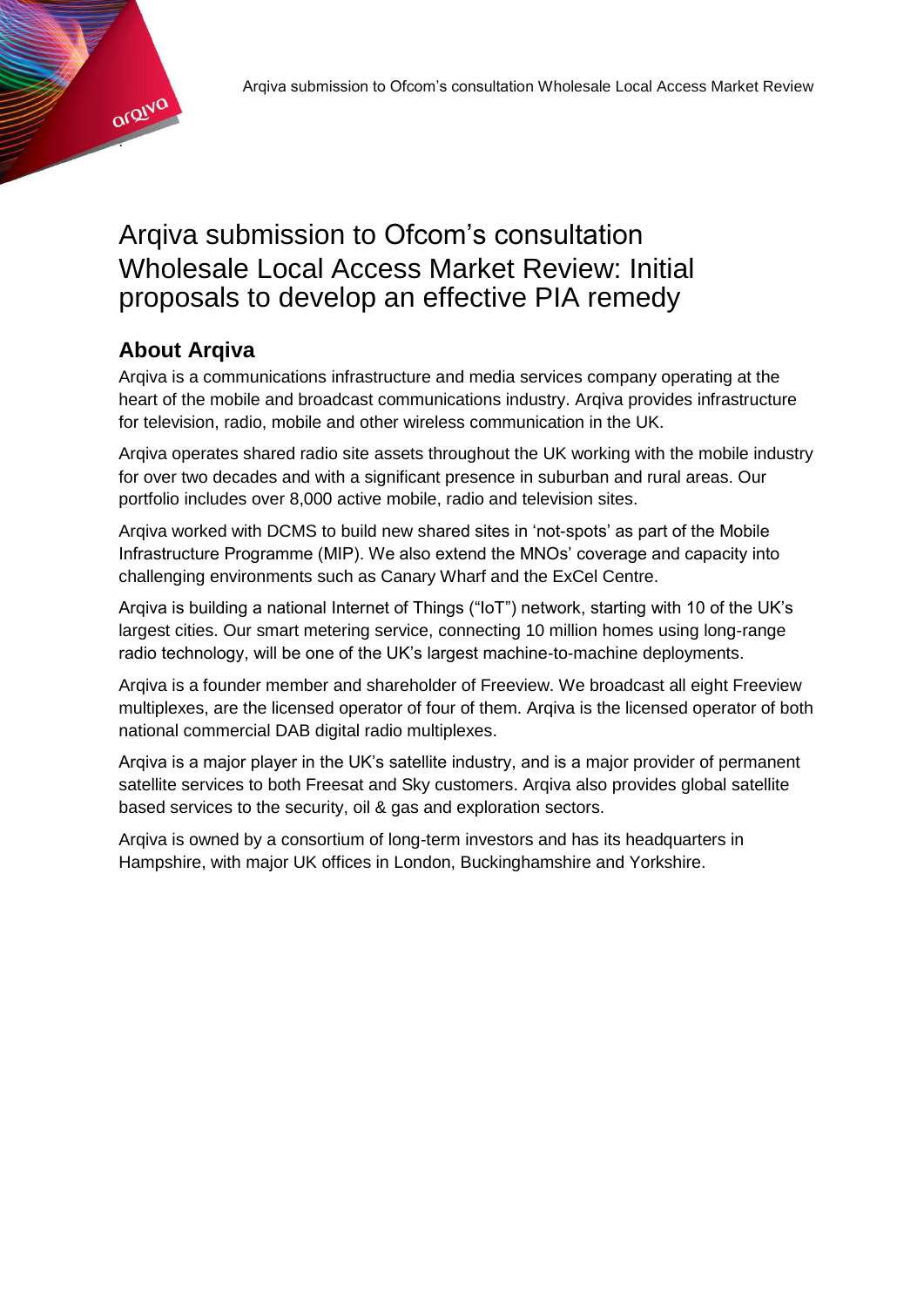# Arqiva submission to Ofcom's consultation Wholesale Local Access Market Review: Initial proposals to develop an effective PIA remedy

## About Arqiva

Arqiva is a communications infrastructure and media services company operating at the heart of the mobile and broadcast communications industry. Arqiva provides infrastructure for television, radio, mobile and other wireless communication in the UK.

Arqiva operates shared radio site assets throughout the UK working with the mobile industry for over two decades and with a significant presence in suburban and rural areas. Our portfolio includes over 8,000 active mobile, radio and television sites.

Arqiva worked with DCMS to build new shared sites in 'not-spots' as part of the Mobile Infrastructure Programme (MIP). We also extend the MNOs' coverage and capacity into challenging environments such as Canary Wharf and the ExCel Centre.

Arqiva is building a national Internet of Things ("IoT") network, starting with 10 of the UK's largest cities. Our smart metering service, connecting 10 million homes using long-range radio technology, will be one of the UK's largest machine-to-machine deployments.

Arqiva is a founder member and shareholder of Freeview. We broadcast all eight Freeview multiplexes, are the licensed operator of four of them. Arqiva is the licensed operator of both national commercial DAB digital radio multiplexes.

Arqiva is a major player in the UK's satellite industry, and is a major provider of permanent satellite services to both Freesat and Sky customers. Arqiva also provides global satellite based services to the security, oil & gas and exploration sectors.

Arqiva is owned by a consortium of long-term investors and has its headquarters in Hampshire, with major UK offices in London, Buckinghamshire and Yorkshire.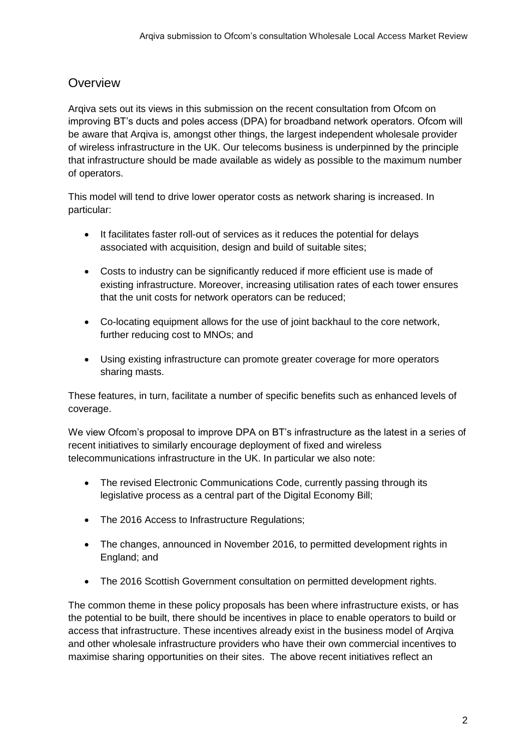## Overview

Arqiva sets out its views in this submission on the recent consultation from Ofcom on improving BT's ducts and poles access (DPA) for broadband network operators. Ofcom will be aware that Arqiva is, amongst other things, the largest independent wholesale provider of wireless infrastructure in the UK. Our telecoms business is underpinned by the principle that infrastructure should be made available as widely as possible to the maximum number of operators.

This model will tend to drive lower operator costs as network sharing is increased. In particular:

- It facilitates faster roll-out of services as it reduces the potential for delays associated with acquisition, design and build of suitable sites;
- Costs to industry can be significantly reduced if more efficient use is made of existing infrastructure. Moreover, increasing utilisation rates of each tower ensures that the unit costs for network operators can be reduced;
- Co-locating equipment allows for the use of joint backhaul to the core network, further reducing cost to MNOs; and
- Using existing infrastructure can promote greater coverage for more operators sharing masts.

These features, in turn, facilitate a number of specific benefits such as enhanced levels of coverage.

We view Ofcom's proposal to improve DPA on BT's infrastructure as the latest in a series of recent initiatives to similarly encourage deployment of fixed and wireless telecommunications infrastructure in the UK. In particular we also note:

- The revised Electronic Communications Code, currently passing through its legislative process as a central part of the Digital Economy Bill;
- The 2016 Access to Infrastructure Regulations;
- The changes, announced in November 2016, to permitted development rights in England; and
- The 2016 Scottish Government consultation on permitted development rights.

The common theme in these policy proposals has been where infrastructure exists, or has the potential to be built, there should be incentives in place to enable operators to build or access that infrastructure. These incentives already exist in the business model of Arqiva and other wholesale infrastructure providers who have their own commercial incentives to maximise sharing opportunities on their sites. The above recent initiatives reflect an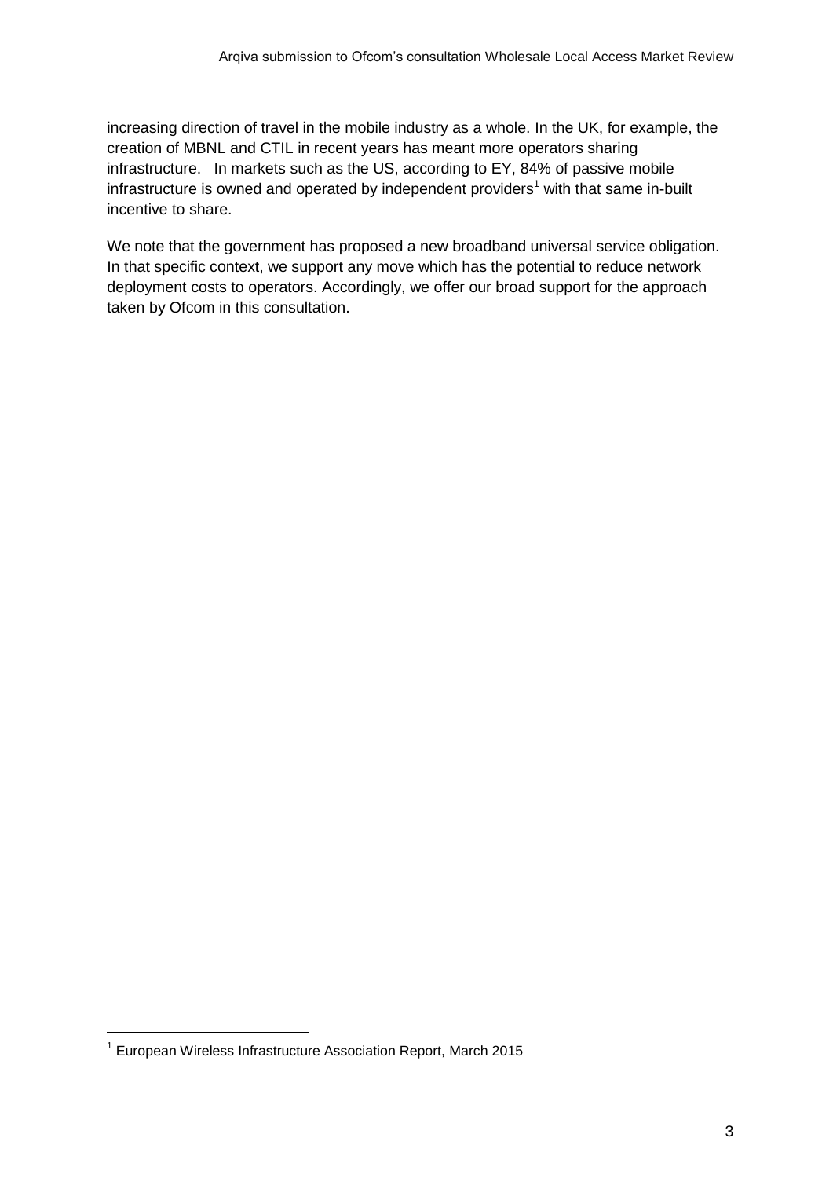increasing direction of travel in the mobile industry as a whole. In the UK, for example, the creation of MBNL and CTIL in recent years has meant more operators sharing infrastructure. In markets such as the US, according to EY, 84% of passive mobile infrastructure is owned and operated by independent providers[1] with that same in-built incentive to share.

We note that the government has proposed a new broadband universal service obligation. In that specific context, we support any move which has the potential to reduce network deployment costs to operators. Accordingly, we offer our broad support for the approach taken by Ofcom in this consultation.

[1] European Wireless Infrastructure Association Report, March 2015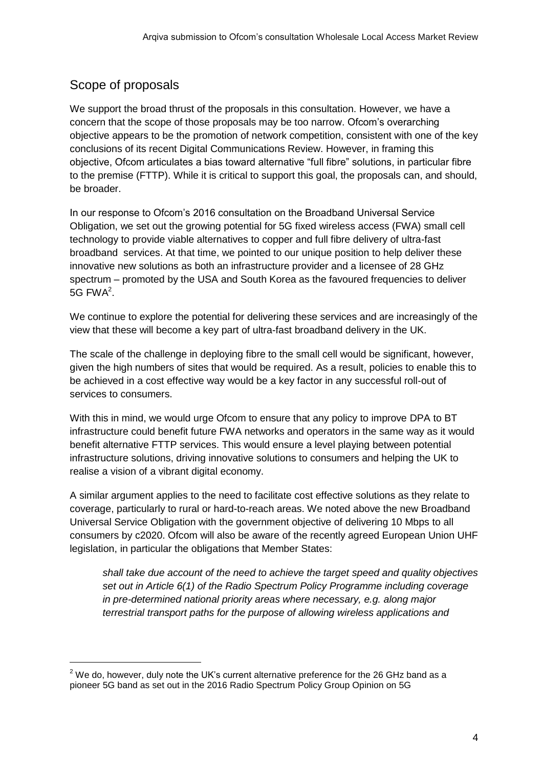## Scope of proposals

We support the broad thrust of the proposals in this consultation. However, we have a concern that the scope of those proposals may be too narrow. Ofcom's overarching objective appears to be the promotion of network competition, consistent with one of the key conclusions of its recent Digital Communications Review. However, in framing this objective, Ofcom articulates a bias toward alternative "full fibre" solutions, in particular fibre to the premise (FTTP). While it is critical to support this goal, the proposals can, and should, be broader.

In our response to Ofcom's 2016 consultation on the Broadband Universal Service Obligation, we set out the growing potential for 5G fixed wireless access (FWA) small cell technology to provide viable alternatives to copper and full fibre delivery of ultra-fast broadband services. At that time, we pointed to our unique position to help deliver these innovative new solutions as both an infrastructure provider and a licensee of 28 GHz spectrum – promoted by the USA and South Korea as the favoured frequencies to deliver 5G FWA[2].

We continue to explore the potential for delivering these services and are increasingly of the view that these will become a key part of ultra-fast broadband delivery in the UK.

The scale of the challenge in deploying fibre to the small cell would be significant, however, given the high numbers of sites that would be required. As a result, policies to enable this to be achieved in a cost effective way would be a key factor in any successful roll-out of services to consumers.

With this in mind, we would urge Ofcom to ensure that any policy to improve DPA to BT infrastructure could benefit future FWA networks and operators in the same way as it would benefit alternative FTTP services. This would ensure a level playing between potential infrastructure solutions, driving innovative solutions to consumers and helping the UK to realise a vision of a vibrant digital economy.

A similar argument applies to the need to facilitate cost effective solutions as they relate to coverage, particularly to rural or hard-to-reach areas. We noted above the new Broadband Universal Service Obligation with the government objective of delivering 10 Mbps to all consumers by c2020. Ofcom will also be aware of the recently agreed European Union UHF legislation, in particular the obligations that Member States:

> *shall take due account of the need to achieve the target speed and quality objectives set out in Article 6(1) of the Radio Spectrum Policy Programme including coverage in pre-determined national priority areas where necessary, e.g. along major terrestrial transport paths for the purpose of allowing wireless applications and*

---

[2] We do, however, duly note the UK's current alternative preference for the 26 GHz band as a pioneer 5G band as set out in the 2016 Radio Spectrum Policy Group Opinion on 5G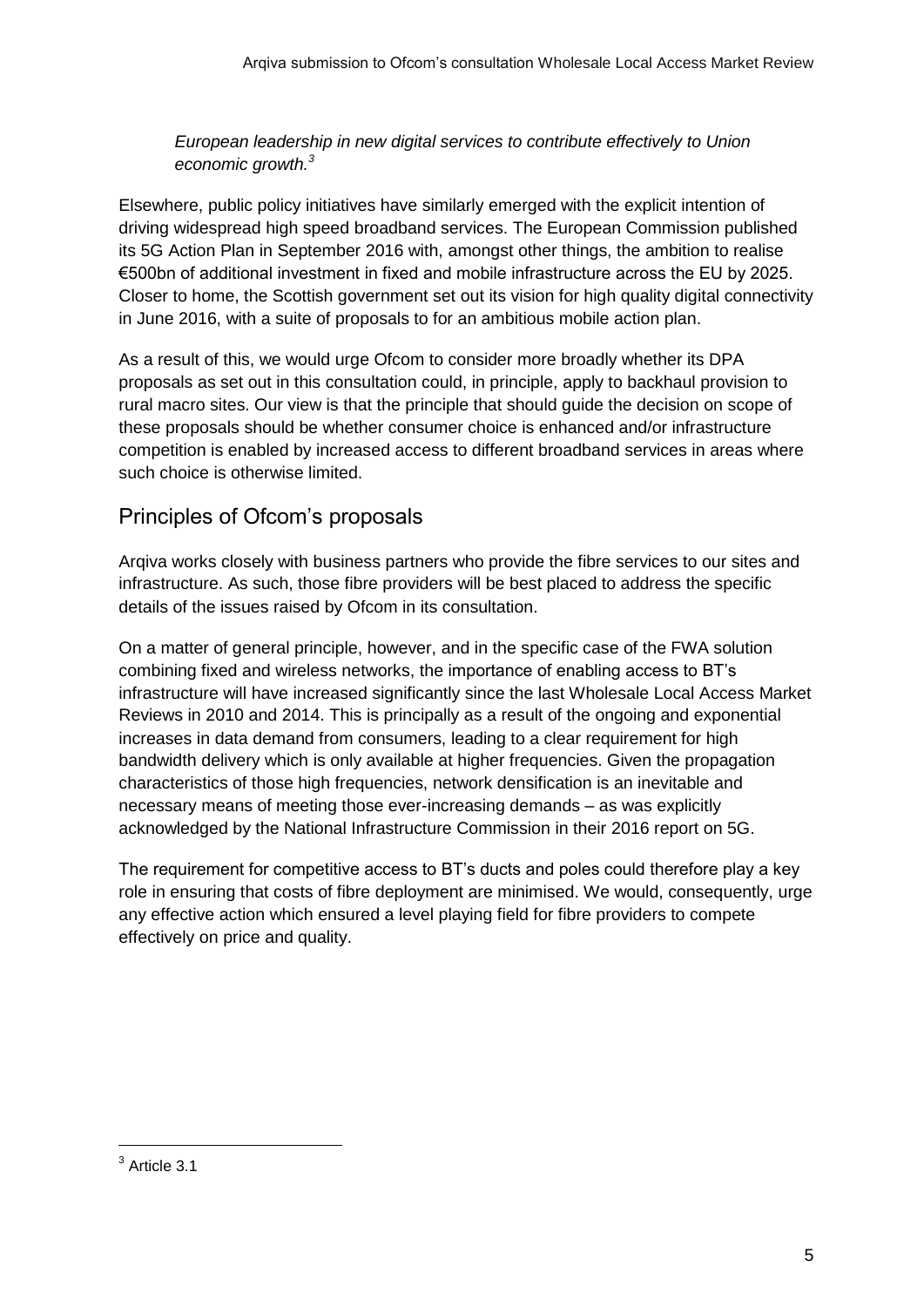*European leadership in new digital services to contribute effectively to Union economic growth.*[3]

Elsewhere, public policy initiatives have similarly emerged with the explicit intention of driving widespread high speed broadband services. The European Commission published its 5G Action Plan in September 2016 with, amongst other things, the ambition to realise €500bn of additional investment in fixed and mobile infrastructure across the EU by 2025. Closer to home, the Scottish government set out its vision for high quality digital connectivity in June 2016, with a suite of proposals to for an ambitious mobile action plan.

As a result of this, we would urge Ofcom to consider more broadly whether its DPA proposals as set out in this consultation could, in principle, apply to backhaul provision to rural macro sites. Our view is that the principle that should guide the decision on scope of these proposals should be whether consumer choice is enhanced and/or infrastructure competition is enabled by increased access to different broadband services in areas where such choice is otherwise limited.

## Principles of Ofcom's proposals

Arqiva works closely with business partners who provide the fibre services to our sites and infrastructure. As such, those fibre providers will be best placed to address the specific details of the issues raised by Ofcom in its consultation.

On a matter of general principle, however, and in the specific case of the FWA solution combining fixed and wireless networks, the importance of enabling access to BT's infrastructure will have increased significantly since the last Wholesale Local Access Market Reviews in 2010 and 2014. This is principally as a result of the ongoing and exponential increases in data demand from consumers, leading to a clear requirement for high bandwidth delivery which is only available at higher frequencies. Given the propagation characteristics of those high frequencies, network densification is an inevitable and necessary means of meeting those ever-increasing demands – as was explicitly acknowledged by the National Infrastructure Commission in their 2016 report on 5G.

The requirement for competitive access to BT's ducts and poles could therefore play a key role in ensuring that costs of fibre deployment are minimised. We would, consequently, urge any effective action which ensured a level playing field for fibre providers to compete effectively on price and quality.

---

[3] Article 3.1